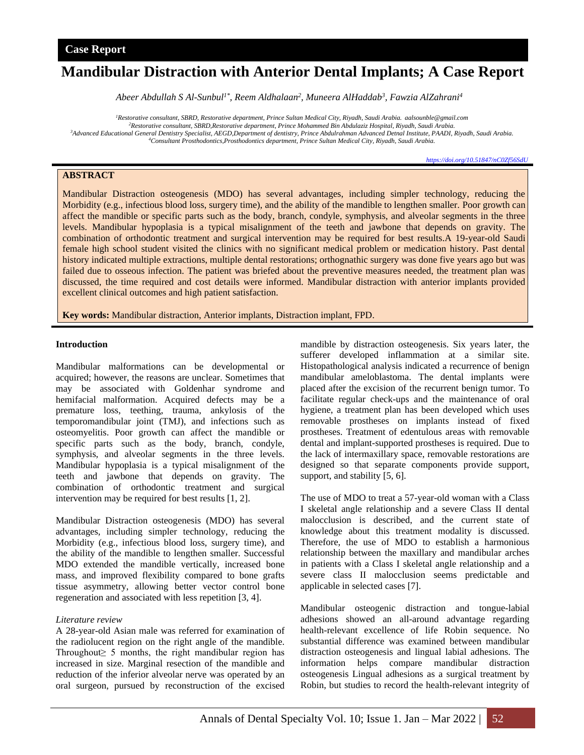Case Report

# Mandibular Distraction with Anterior Dental Implants; A Case Report

*Abeer Abdullah S Al-Sunbul[1*], Reem Aldhalaan[2], Muneera AlHaddab[3], Fawzia AlZahrani[4]*

[1]Restorative consultant, SBRD, Restorative department, Prince Sultan Medical City, Riyadh, Saudi Arabia. aalsounble@gmail.com
[2]Restorative consultant, SBRD,Restorative department, Prince Mohammed Bin Abdulaziz Hospital, Riyadh, Saudi Arabia.
[3]Advanced Educational General Dentistry Specialist, AEGD,Department of dentistry, Prince Abdulrahman Advanced Detnal Institute, PAADI, Riyadh, Saudi Arabia.
[4]Consultant Prosthodontics,Prosthodontics department, Prince Sultan Medical City, Riyadh, Saudi Arabia.

https://doi.org/10.51847/nC0Zf56SdU

## ABSTRACT

Mandibular Distraction osteogenesis (MDO) has several advantages, including simpler technology, reducing the Morbidity (e.g., infectious blood loss, surgery time), and the ability of the mandible to lengthen smaller. Poor growth can affect the mandible or specific parts such as the body, branch, condyle, symphysis, and alveolar segments in the three levels. Mandibular hypoplasia is a typical misalignment of the teeth and jawbone that depends on gravity. The combination of orthodontic treatment and surgical intervention may be required for best results.A 19-year-old Saudi female high school student visited the clinics with no significant medical problem or medication history. Past dental history indicated multiple extractions, multiple dental restorations; orthognathic surgery was done five years ago but was failed due to osseous infection. The patient was briefed about the preventive measures needed, the treatment plan was discussed, the time required and cost details were informed. Mandibular distraction with anterior implants provided excellent clinical outcomes and high patient satisfaction.

**Key words:** Mandibular distraction, Anterior implants, Distraction implant, FPD.

## Introduction

Mandibular malformations can be developmental or acquired; however, the reasons are unclear. Sometimes that may be associated with Goldenhar syndrome and hemifacial malformation. Acquired defects may be a premature loss, teething, trauma, ankylosis of the temporomandibular joint (TMJ), and infections such as osteomyelitis. Poor growth can affect the mandible or specific parts such as the body, branch, condyle, symphysis, and alveolar segments in the three levels. Mandibular hypoplasia is a typical misalignment of the teeth and jawbone that depends on gravity. The combination of orthodontic treatment and surgical intervention may be required for best results [1, 2].

Mandibular Distraction osteogenesis (MDO) has several advantages, including simpler technology, reducing the Morbidity (e.g., infectious blood loss, surgery time), and the ability of the mandible to lengthen smaller. Successful MDO extended the mandible vertically, increased bone mass, and improved flexibility compared to bone grafts tissue asymmetry, allowing better vector control bone regeneration and associated with less repetition [3, 4].

### *Literature review*

A 28-year-old Asian male was referred for examination of the radiolucent region on the right angle of the mandible. Throughout≥ 5 months, the right mandibular region has increased in size. Marginal resection of the mandible and reduction of the inferior alveolar nerve was operated by an oral surgeon, pursued by reconstruction of the excised mandible by distraction osteogenesis. Six years later, the sufferer developed inflammation at a similar site. Histopathological analysis indicated a recurrence of benign mandibular ameloblastoma. The dental implants were placed after the excision of the recurrent benign tumor. To facilitate regular check-ups and the maintenance of oral hygiene, a treatment plan has been developed which uses removable prostheses on implants instead of fixed prostheses. Treatment of edentulous areas with removable dental and implant-supported prostheses is required. Due to the lack of intermaxillary space, removable restorations are designed so that separate components provide support, support, and stability [5, 6].

The use of MDO to treat a 57-year-old woman with a Class I skeletal angle relationship and a severe Class II dental malocclusion is described, and the current state of knowledge about this treatment modality is discussed. Therefore, the use of MDO to establish a harmonious relationship between the maxillary and mandibular arches in patients with a Class I skeletal angle relationship and a severe class II malocclusion seems predictable and applicable in selected cases [7].

Mandibular osteogenic distraction and tongue-labial adhesions showed an all-around advantage regarding health-relevant excellence of life Robin sequence. No substantial difference was examined between mandibular distraction osteogenesis and lingual labial adhesions. The information helps compare mandibular distraction osteogenesis Lingual adhesions as a surgical treatment by Robin, but studies to record the health-relevant integrity of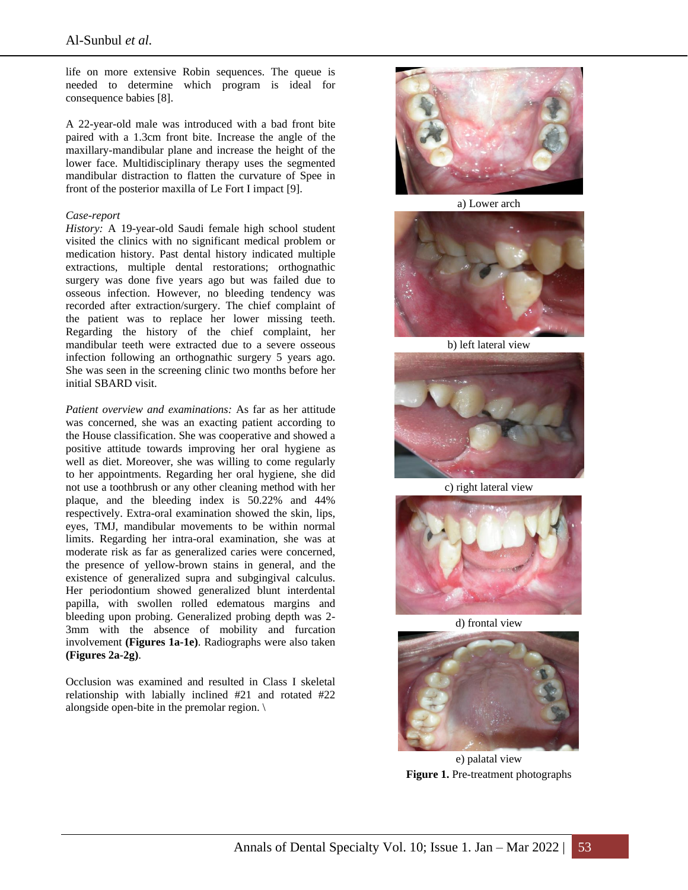life on more extensive Robin sequences. The queue is needed to determine which program is ideal for consequence babies [8].

A 22-year-old male was introduced with a bad front bite paired with a 1.3cm front bite. Increase the angle of the maxillary-mandibular plane and increase the height of the lower face. Multidisciplinary therapy uses the segmented mandibular distraction to flatten the curvature of Spee in front of the posterior maxilla of Le Fort I impact [9].

*Case-report*

*History:* A 19-year-old Saudi female high school student visited the clinics with no significant medical problem or medication history. Past dental history indicated multiple extractions, multiple dental restorations; orthognathic surgery was done five years ago but was failed due to osseous infection. However, no bleeding tendency was recorded after extraction/surgery. The chief complaint of the patient was to replace her lower missing teeth. Regarding the history of the chief complaint, her mandibular teeth were extracted due to a severe osseous infection following an orthognathic surgery 5 years ago. She was seen in the screening clinic two months before her initial SBARD visit.

*Patient overview and examinations:* As far as her attitude was concerned, she was an exacting patient according to the House classification. She was cooperative and showed a positive attitude towards improving her oral hygiene as well as diet. Moreover, she was willing to come regularly to her appointments. Regarding her oral hygiene, she did not use a toothbrush or any other cleaning method with her plaque, and the bleeding index is 50.22% and 44% respectively. Extra-oral examination showed the skin, lips, eyes, TMJ, mandibular movements to be within normal limits. Regarding her intra-oral examination, she was at moderate risk as far as generalized caries were concerned, the presence of yellow-brown stains in general, and the existence of generalized supra and subgingival calculus. Her periodontium showed generalized blunt interdental papilla, with swollen rolled edematous margins and bleeding upon probing. Generalized probing depth was 2-3mm with the absence of mobility and furcation involvement **(Figures 1a-1e)**. Radiographs were also taken **(Figures 2a-2g)**.

Occlusion was examined and resulted in Class I skeletal relationship with labially inclined #21 and rotated #22 alongside open-bite in the premolar region. \

a) Lower arch

b) left lateral view

c) right lateral view

d) frontal view

e) palatal view

**Figure 1.** Pre-treatment photographs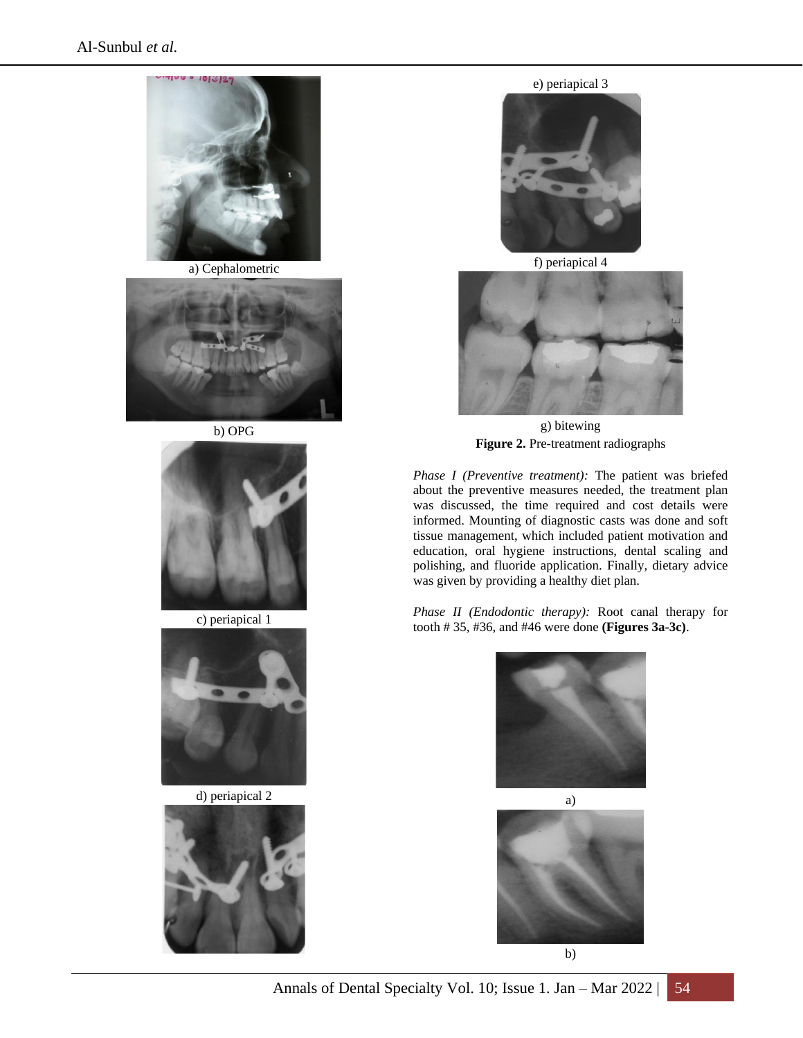a) Cephalometric

b) OPG

c) periapical 1

d) periapical 2

e) periapical 3

f) periapical 4

g) bitewing

**Figure 2.** Pre-treatment radiographs

*Phase I (Preventive treatment):* The patient was briefed about the preventive measures needed, the treatment plan was discussed, the time required and cost details were informed. Mounting of diagnostic casts was done and soft tissue management, which included patient motivation and education, oral hygiene instructions, dental scaling and polishing, and fluoride application. Finally, dietary advice was given by providing a healthy diet plan.

*Phase II (Endodontic therapy):* Root canal therapy for tooth # 35, #36, and #46 were done **(Figures 3a-3c)**.

a)

b)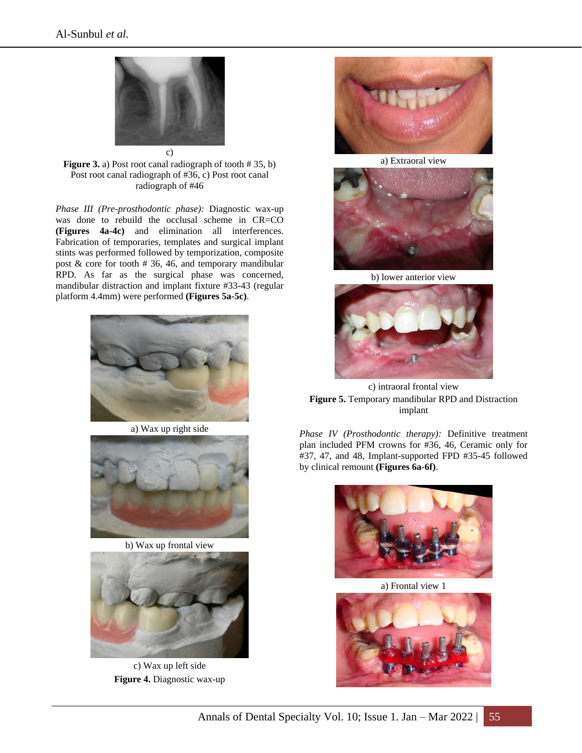c)

**Figure 3.** a) Post root canal radiograph of tooth # 35, b) Post root canal radiograph of #36, c) Post root canal radiograph of #46

*Phase III (Pre-prosthodontic phase):* Diagnostic wax-up was done to rebuild the occlusal scheme in CR=CO **(Figures 4a-4c)** and elimination all interferences. Fabrication of temporaries, templates and surgical implant stints was performed followed by temporization, composite post & core for tooth # 36, 46, and temporary mandibular RPD. As far as the surgical phase was concerned, mandibular distraction and implant fixture #33-43 (regular platform 4.4mm) were performed **(Figures 5a-5c)**.

a) Wax up right side

b) Wax up frontal view

c) Wax up left side

**Figure 4.** Diagnostic wax-up

a) Extraoral view

b) lower anterior view

c) intraoral frontal view

**Figure 5.** Temporary mandibular RPD and Distraction implant

*Phase IV (Prosthodontic therapy):* Definitive treatment plan included PFM crowns for #36, 46, Ceramic only for #37, 47, and 48, Implant-supported FPD #35-45 followed by clinical remount **(Figures 6a-6f)**.

a) Frontal view 1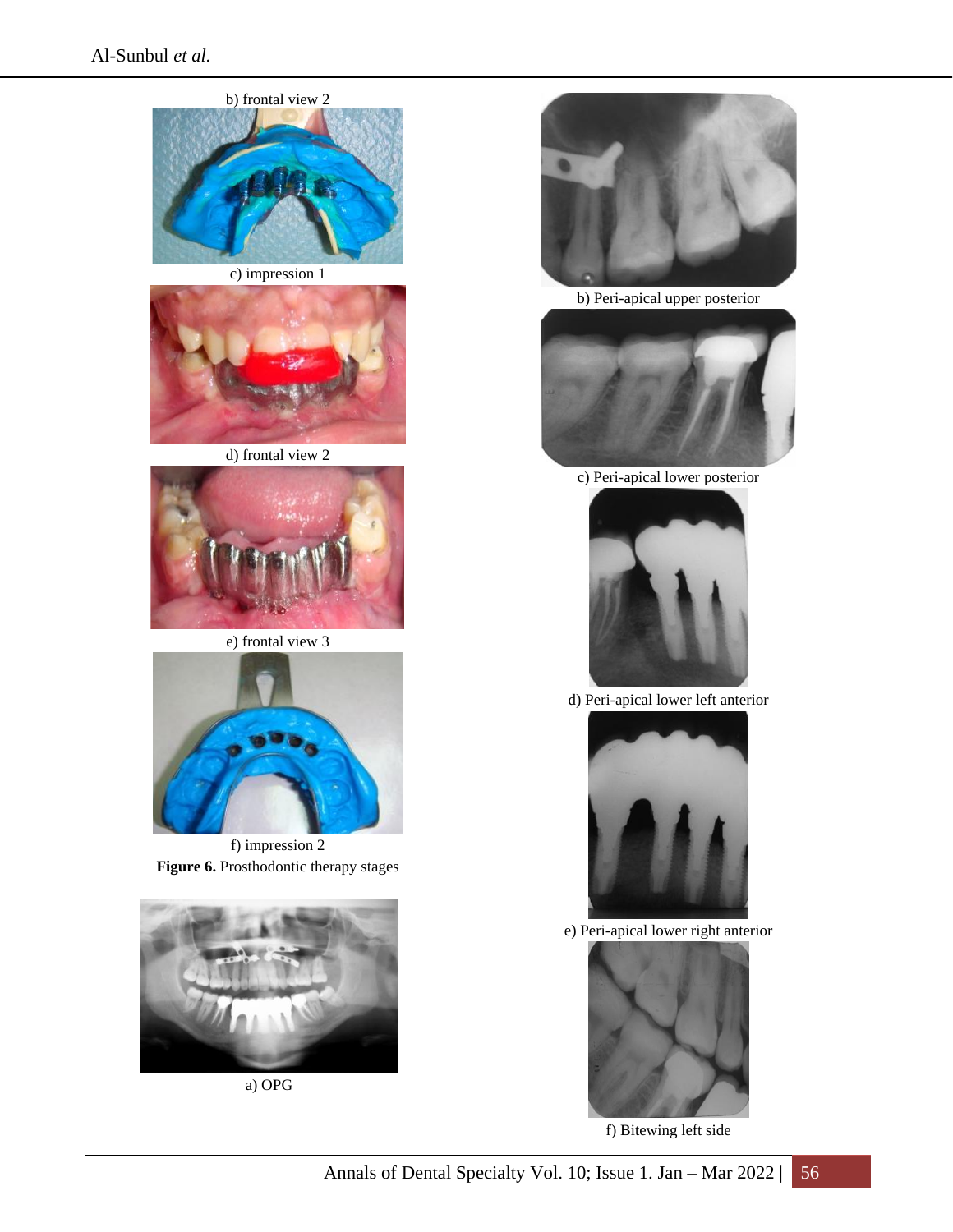b) frontal view 2

c) impression 1

d) frontal view 2

e) frontal view 3

f) impression 2

**Figure 6.** Prosthodontic therapy stages

a) OPG

b) Peri-apical upper posterior

c) Peri-apical lower posterior

d) Peri-apical lower left anterior

e) Peri-apical lower right anterior

f) Bitewing left side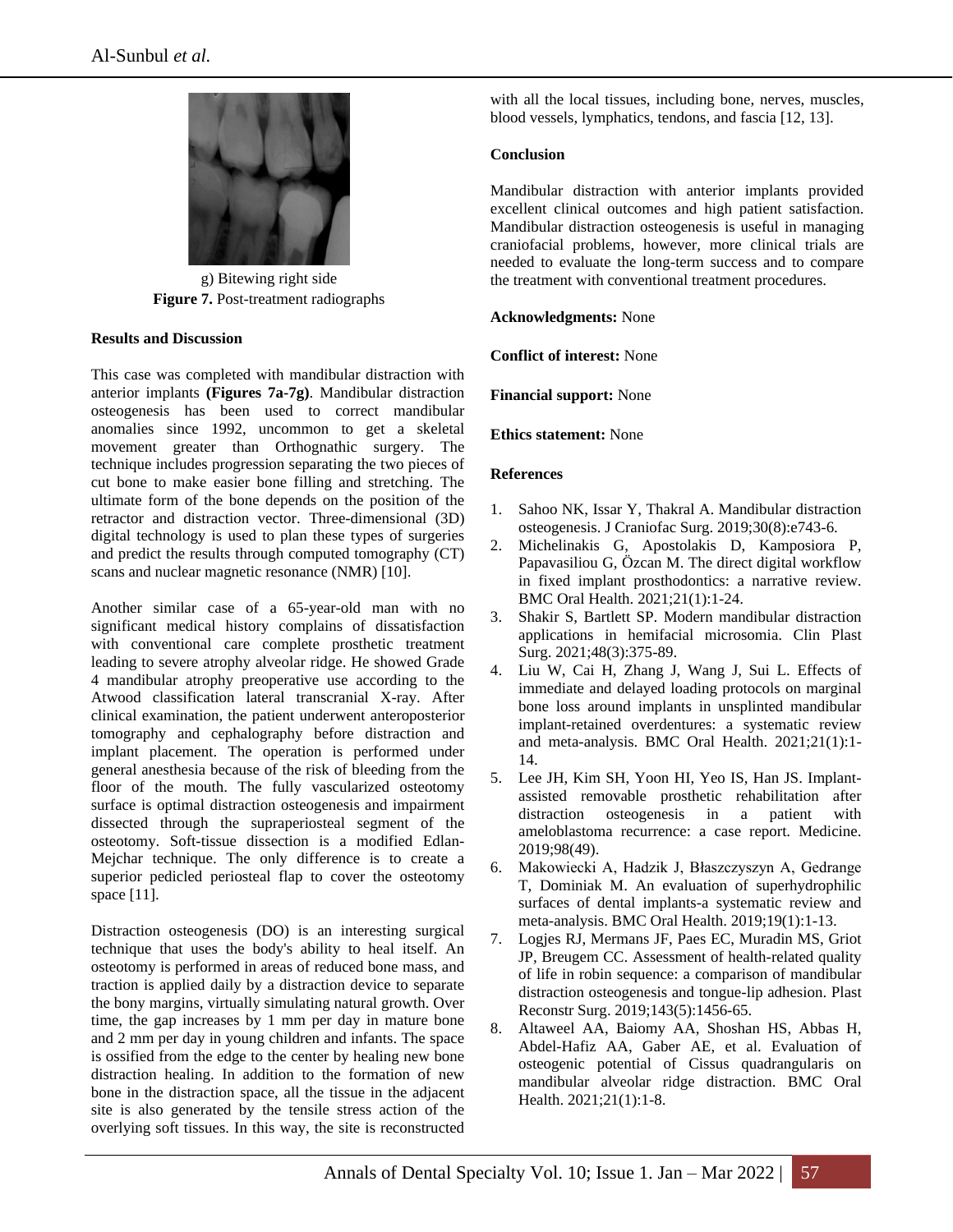g) Bitewing right side

**Figure 7.** Post-treatment radiographs

**Results and Discussion**

This case was completed with mandibular distraction with anterior implants **(Figures 7a-7g)**. Mandibular distraction osteogenesis has been used to correct mandibular anomalies since 1992, uncommon to get a skeletal movement greater than Orthognathic surgery. The technique includes progression separating the two pieces of cut bone to make easier bone filling and stretching. The ultimate form of the bone depends on the position of the retractor and distraction vector. Three-dimensional (3D) digital technology is used to plan these types of surgeries and predict the results through computed tomography (CT) scans and nuclear magnetic resonance (NMR) [10].

Another similar case of a 65-year-old man with no significant medical history complains of dissatisfaction with conventional care complete prosthetic treatment leading to severe atrophy alveolar ridge. He showed Grade 4 mandibular atrophy preoperative use according to the Atwood classification lateral transcranial X-ray. After clinical examination, the patient underwent anteroposterior tomography and cephalography before distraction and implant placement. The operation is performed under general anesthesia because of the risk of bleeding from the floor of the mouth. The fully vascularized osteotomy surface is optimal distraction osteogenesis and impairment dissected through the supraperiosteal segment of the osteotomy. Soft-tissue dissection is a modified Edlan-Mejchar technique. The only difference is to create a superior pedicled periosteal flap to cover the osteotomy space [11].

Distraction osteogenesis (DO) is an interesting surgical technique that uses the body's ability to heal itself. An osteotomy is performed in areas of reduced bone mass, and traction is applied daily by a distraction device to separate the bony margins, virtually simulating natural growth. Over time, the gap increases by 1 mm per day in mature bone and 2 mm per day in young children and infants. The space is ossified from the edge to the center by healing new bone distraction healing. In addition to the formation of new bone in the distraction space, all the tissue in the adjacent site is also generated by the tensile stress action of the overlying soft tissues. In this way, the site is reconstructed with all the local tissues, including bone, nerves, muscles, blood vessels, lymphatics, tendons, and fascia [12, 13].

**Conclusion**

Mandibular distraction with anterior implants provided excellent clinical outcomes and high patient satisfaction. Mandibular distraction osteogenesis is useful in managing craniofacial problems, however, more clinical trials are needed to evaluate the long-term success and to compare the treatment with conventional treatment procedures.

**Acknowledgments:** None

**Conflict of interest:** None

**Financial support:** None

**Ethics statement:** None

**References**

1. Sahoo NK, Issar Y, Thakral A. Mandibular distraction osteogenesis. J Craniofac Surg. 2019;30(8):e743-6.
2. Michelinakis G, Apostolakis D, Kamposiora P, Papavasiliou G, Özcan M. The direct digital workflow in fixed implant prosthodontics: a narrative review. BMC Oral Health. 2021;21(1):1-24.
3. Shakir S, Bartlett SP. Modern mandibular distraction applications in hemifacial microsomia. Clin Plast Surg. 2021;48(3):375-89.
4. Liu W, Cai H, Zhang J, Wang J, Sui L. Effects of immediate and delayed loading protocols on marginal bone loss around implants in unsplinted mandibular implant-retained overdentures: a systematic review and meta-analysis. BMC Oral Health. 2021;21(1):1-14.
5. Lee JH, Kim SH, Yoon HI, Yeo IS, Han JS. Implant-assisted removable prosthetic rehabilitation after distraction osteogenesis in a patient with ameloblastoma recurrence: a case report. Medicine. 2019;98(49).
6. Makowiecki A, Hadzik J, Błaszczyszyn A, Gedrange T, Dominiak M. An evaluation of superhydrophilic surfaces of dental implants-a systematic review and meta-analysis. BMC Oral Health. 2019;19(1):1-13.
7. Logjes RJ, Mermans JF, Paes EC, Muradin MS, Griot JP, Breugem CC. Assessment of health-related quality of life in robin sequence: a comparison of mandibular distraction osteogenesis and tongue-lip adhesion. Plast Reconstr Surg. 2019;143(5):1456-65.
8. Altaweel AA, Baiomy AA, Shoshan HS, Abbas H, Abdel-Hafiz AA, Gaber AE, et al. Evaluation of osteogenic potential of Cissus quadrangularis on mandibular alveolar ridge distraction. BMC Oral Health. 2021;21(1):1-8.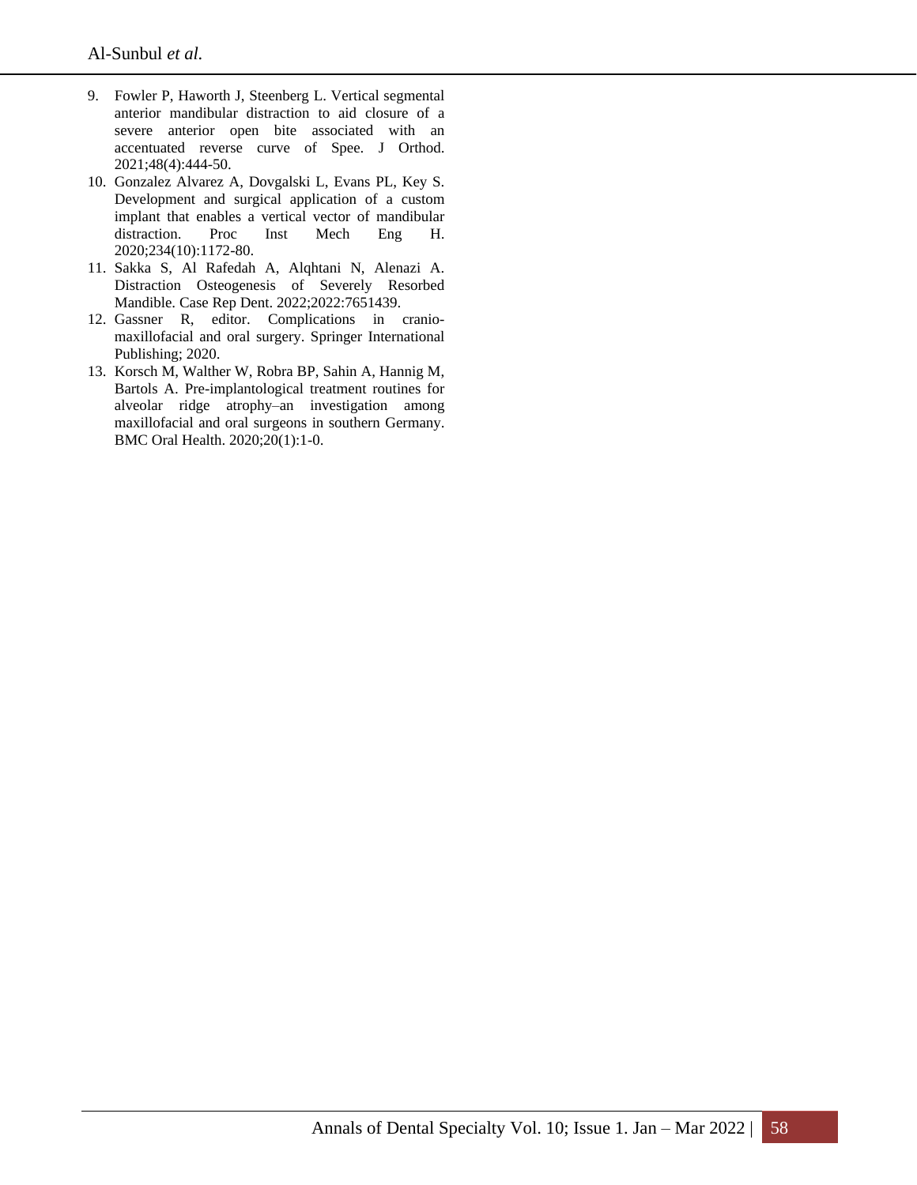9. Fowler P, Haworth J, Steenberg L. Vertical segmental anterior mandibular distraction to aid closure of a severe anterior open bite associated with an accentuated reverse curve of Spee. J Orthod. 2021;48(4):444-50.
10. Gonzalez Alvarez A, Dovgalski L, Evans PL, Key S. Development and surgical application of a custom implant that enables a vertical vector of mandibular distraction. Proc Inst Mech Eng H. 2020;234(10):1172-80.
11. Sakka S, Al Rafedah A, Alqhtani N, Alenazi A. Distraction Osteogenesis of Severely Resorbed Mandible. Case Rep Dent. 2022;2022:7651439.
12. Gassner R, editor. Complications in cranio-maxillofacial and oral surgery. Springer International Publishing; 2020.
13. Korsch M, Walther W, Robra BP, Sahin A, Hannig M, Bartols A. Pre-implantological treatment routines for alveolar ridge atrophy–an investigation among maxillofacial and oral surgeons in southern Germany. BMC Oral Health. 2020;20(1):1-0.